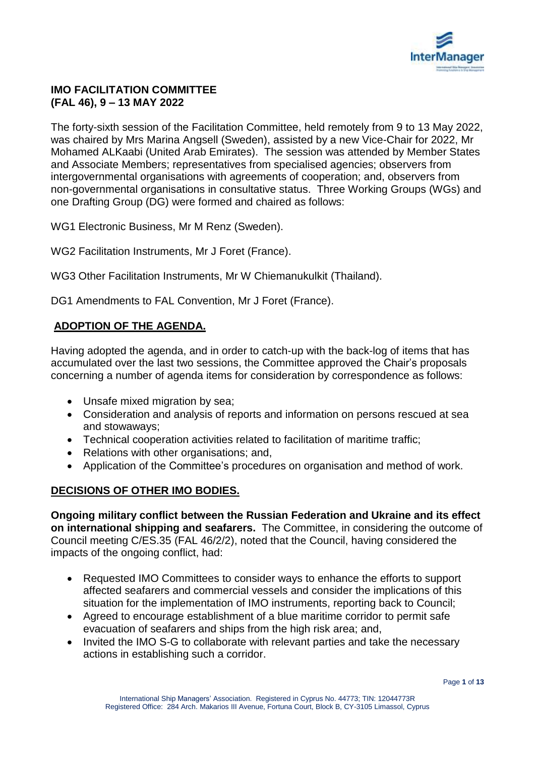# IMO FACILITATION COMMITTEE (FAL 46), 9 – 13 MAY 2022

The forty-sixth session of the Facilitation Committee, held remotely from 9 to 13 May 2022, was chaired by Mrs Marina Angsell (Sweden), assisted by a new Vice-Chair for 2022, Mr Mohamed ALKaabi (United Arab Emirates). The session was attended by Member States and Associate Members; representatives from specialised agencies; observers from intergovernmental organisations with agreements of cooperation; and, observers from non-governmental organisations in consultative status. Three Working Groups (WGs) and one Drafting Group (DG) were formed and chaired as follows:

WG1 Electronic Business, Mr M Renz (Sweden).

WG2 Facilitation Instruments, Mr J Foret (France).

WG3 Other Facilitation Instruments, Mr W Chiemanukulkit (Thailand).

DG1 Amendments to FAL Convention, Mr J Foret (France).

## ADOPTION OF THE AGENDA.

Having adopted the agenda, and in order to catch-up with the back-log of items that has accumulated over the last two sessions, the Committee approved the Chair's proposals concerning a number of agenda items for consideration by correspondence as follows:

- Unsafe mixed migration by sea;
- Consideration and analysis of reports and information on persons rescued at sea and stowaways;
- Technical cooperation activities related to facilitation of maritime traffic;
- Relations with other organisations; and,
- Application of the Committee's procedures on organisation and method of work.

## DECISIONS OF OTHER IMO BODIES.

**Ongoing military conflict between the Russian Federation and Ukraine and its effect on international shipping and seafarers.** The Committee, in considering the outcome of Council meeting C/ES.35 (FAL 46/2/2), noted that the Council, having considered the impacts of the ongoing conflict, had:

- Requested IMO Committees to consider ways to enhance the efforts to support affected seafarers and commercial vessels and consider the implications of this situation for the implementation of IMO instruments, reporting back to Council;
- Agreed to encourage establishment of a blue maritime corridor to permit safe evacuation of seafarers and ships from the high risk area; and,
- Invited the IMO S-G to collaborate with relevant parties and take the necessary actions in establishing such a corridor.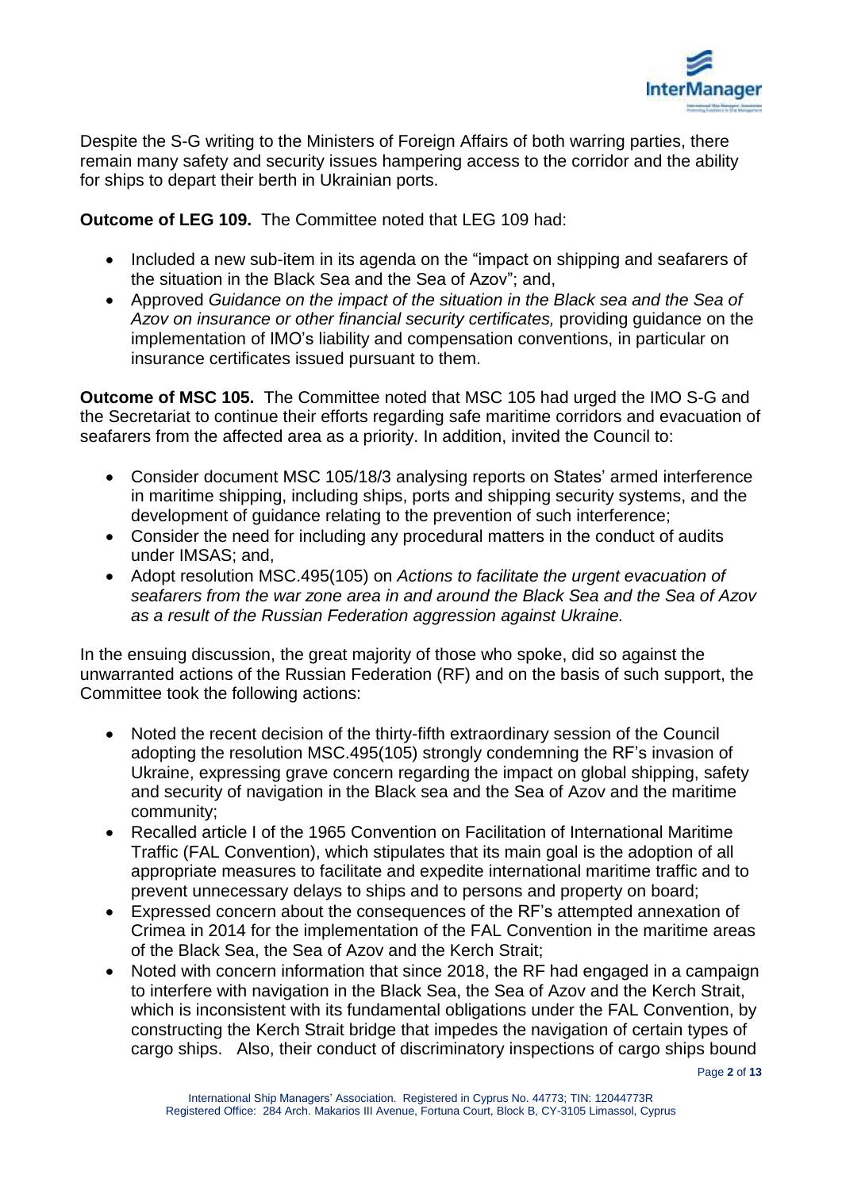Despite the S-G writing to the Ministers of Foreign Affairs of both warring parties, there remain many safety and security issues hampering access to the corridor and the ability for ships to depart their berth in Ukrainian ports.

**Outcome of LEG 109.** The Committee noted that LEG 109 had:

- Included a new sub-item in its agenda on the "impact on shipping and seafarers of the situation in the Black Sea and the Sea of Azov"; and,
- Approved *Guidance on the impact of the situation in the Black sea and the Sea of Azov on insurance or other financial security certificates,* providing guidance on the implementation of IMO's liability and compensation conventions, in particular on insurance certificates issued pursuant to them.

**Outcome of MSC 105.** The Committee noted that MSC 105 had urged the IMO S-G and the Secretariat to continue their efforts regarding safe maritime corridors and evacuation of seafarers from the affected area as a priority. In addition, invited the Council to:

- Consider document MSC 105/18/3 analysing reports on States' armed interference in maritime shipping, including ships, ports and shipping security systems, and the development of guidance relating to the prevention of such interference;
- Consider the need for including any procedural matters in the conduct of audits under IMSAS; and,
- Adopt resolution MSC.495(105) on *Actions to facilitate the urgent evacuation of seafarers from the war zone area in and around the Black Sea and the Sea of Azov as a result of the Russian Federation aggression against Ukraine.*

In the ensuing discussion, the great majority of those who spoke, did so against the unwarranted actions of the Russian Federation (RF) and on the basis of such support, the Committee took the following actions:

- Noted the recent decision of the thirty-fifth extraordinary session of the Council adopting the resolution MSC.495(105) strongly condemning the RF's invasion of Ukraine, expressing grave concern regarding the impact on global shipping, safety and security of navigation in the Black sea and the Sea of Azov and the maritime community;
- Recalled article I of the 1965 Convention on Facilitation of International Maritime Traffic (FAL Convention), which stipulates that its main goal is the adoption of all appropriate measures to facilitate and expedite international maritime traffic and to prevent unnecessary delays to ships and to persons and property on board;
- Expressed concern about the consequences of the RF's attempted annexation of Crimea in 2014 for the implementation of the FAL Convention in the maritime areas of the Black Sea, the Sea of Azov and the Kerch Strait;
- Noted with concern information that since 2018, the RF had engaged in a campaign to interfere with navigation in the Black Sea, the Sea of Azov and the Kerch Strait, which is inconsistent with its fundamental obligations under the FAL Convention, by constructing the Kerch Strait bridge that impedes the navigation of certain types of cargo ships. Also, their conduct of discriminatory inspections of cargo ships bound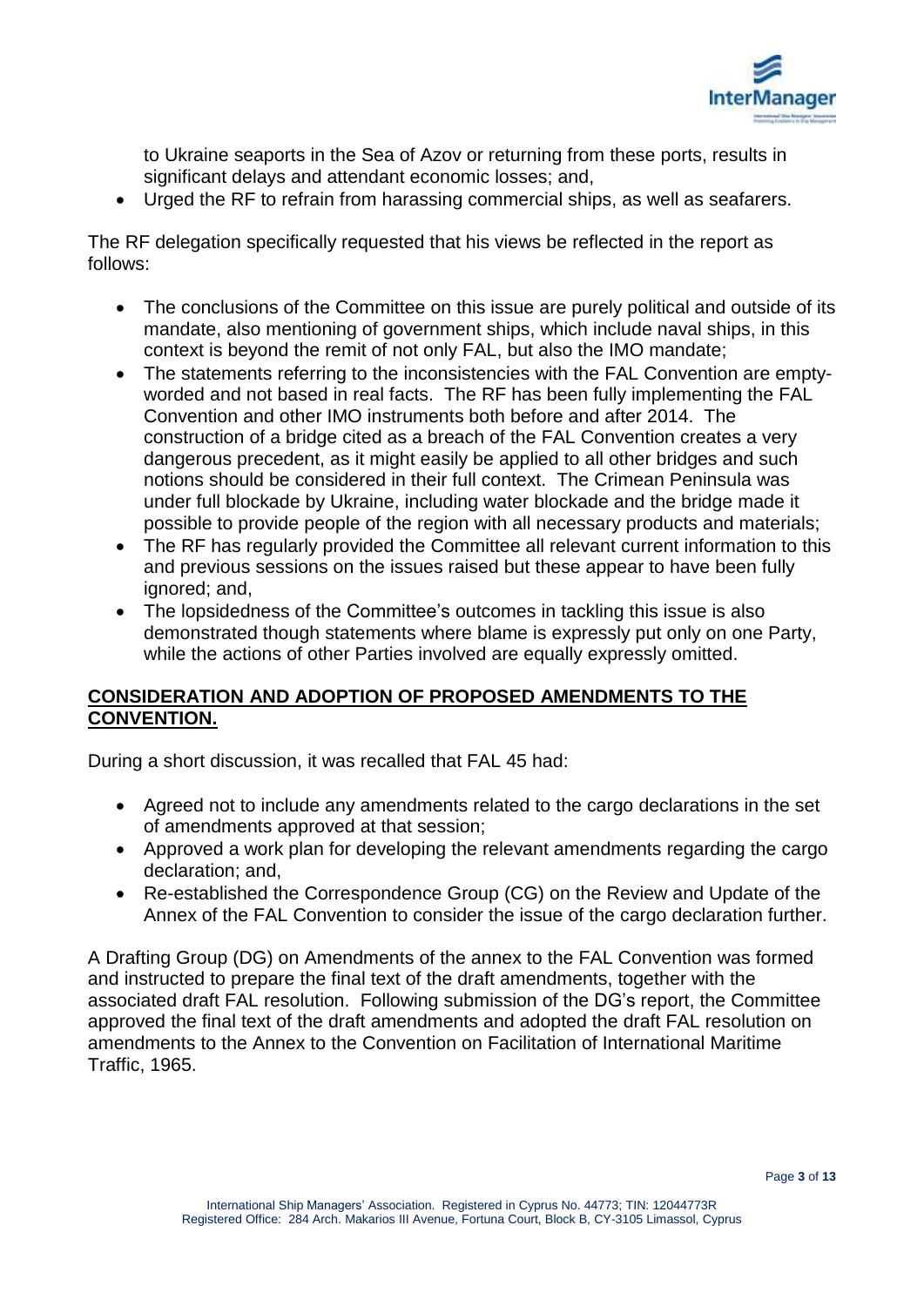to Ukraine seaports in the Sea of Azov or returning from these ports, results in significant delays and attendant economic losses; and,

- Urged the RF to refrain from harassing commercial ships, as well as seafarers.

The RF delegation specifically requested that his views be reflected in the report as follows:

- The conclusions of the Committee on this issue are purely political and outside of its mandate, also mentioning of government ships, which include naval ships, in this context is beyond the remit of not only FAL, but also the IMO mandate;
- The statements referring to the inconsistencies with the FAL Convention are empty-worded and not based in real facts. The RF has been fully implementing the FAL Convention and other IMO instruments both before and after 2014. The construction of a bridge cited as a breach of the FAL Convention creates a very dangerous precedent, as it might easily be applied to all other bridges and such notions should be considered in their full context. The Crimean Peninsula was under full blockade by Ukraine, including water blockade and the bridge made it possible to provide people of the region with all necessary products and materials;
- The RF has regularly provided the Committee all relevant current information to this and previous sessions on the issues raised but these appear to have been fully ignored; and,
- The lopsidedness of the Committee's outcomes in tackling this issue is also demonstrated though statements where blame is expressly put only on one Party, while the actions of other Parties involved are equally expressly omitted.

## CONSIDERATION AND ADOPTION OF PROPOSED AMENDMENTS TO THE CONVENTION.

During a short discussion, it was recalled that FAL 45 had:

- Agreed not to include any amendments related to the cargo declarations in the set of amendments approved at that session;
- Approved a work plan for developing the relevant amendments regarding the cargo declaration; and,
- Re-established the Correspondence Group (CG) on the Review and Update of the Annex of the FAL Convention to consider the issue of the cargo declaration further.

A Drafting Group (DG) on Amendments of the annex to the FAL Convention was formed and instructed to prepare the final text of the draft amendments, together with the associated draft FAL resolution. Following submission of the DG's report, the Committee approved the final text of the draft amendments and adopted the draft FAL resolution on amendments to the Annex to the Convention on Facilitation of International Maritime Traffic, 1965.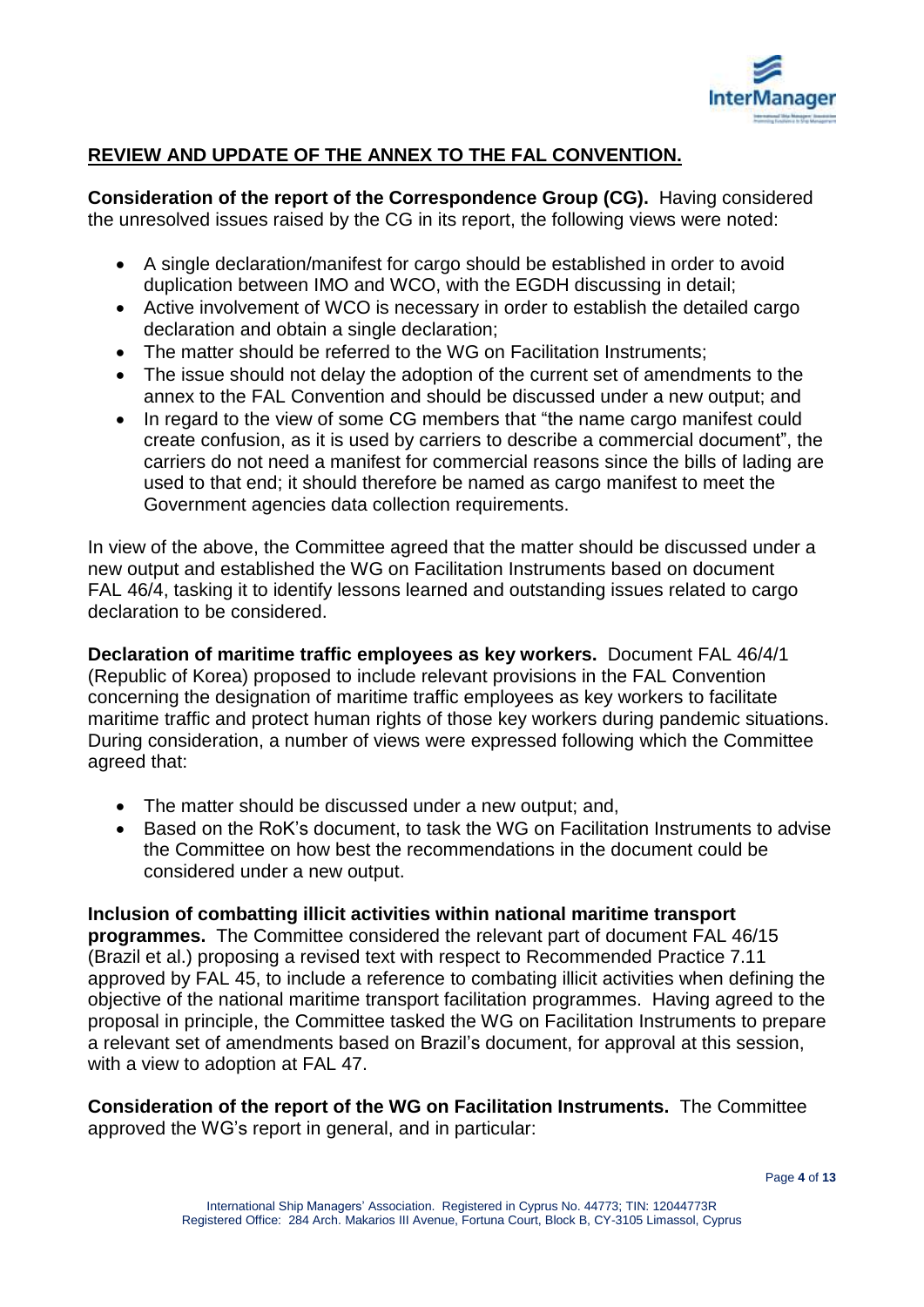## REVIEW AND UPDATE OF THE ANNEX TO THE FAL CONVENTION.

**Consideration of the report of the Correspondence Group (CG).** Having considered the unresolved issues raised by the CG in its report, the following views were noted:

- A single declaration/manifest for cargo should be established in order to avoid duplication between IMO and WCO, with the EGDH discussing in detail;
- Active involvement of WCO is necessary in order to establish the detailed cargo declaration and obtain a single declaration;
- The matter should be referred to the WG on Facilitation Instruments;
- The issue should not delay the adoption of the current set of amendments to the annex to the FAL Convention and should be discussed under a new output; and
- In regard to the view of some CG members that "the name cargo manifest could create confusion, as it is used by carriers to describe a commercial document", the carriers do not need a manifest for commercial reasons since the bills of lading are used to that end; it should therefore be named as cargo manifest to meet the Government agencies data collection requirements.

In view of the above, the Committee agreed that the matter should be discussed under a new output and established the WG on Facilitation Instruments based on document FAL 46/4, tasking it to identify lessons learned and outstanding issues related to cargo declaration to be considered.

**Declaration of maritime traffic employees as key workers.** Document FAL 46/4/1 (Republic of Korea) proposed to include relevant provisions in the FAL Convention concerning the designation of maritime traffic employees as key workers to facilitate maritime traffic and protect human rights of those key workers during pandemic situations. During consideration, a number of views were expressed following which the Committee agreed that:

- The matter should be discussed under a new output; and,
- Based on the RoK's document, to task the WG on Facilitation Instruments to advise the Committee on how best the recommendations in the document could be considered under a new output.

**Inclusion of combatting illicit activities within national maritime transport programmes.** The Committee considered the relevant part of document FAL 46/15 (Brazil et al.) proposing a revised text with respect to Recommended Practice 7.11 approved by FAL 45, to include a reference to combating illicit activities when defining the objective of the national maritime transport facilitation programmes. Having agreed to the proposal in principle, the Committee tasked the WG on Facilitation Instruments to prepare a relevant set of amendments based on Brazil's document, for approval at this session, with a view to adoption at FAL 47.

**Consideration of the report of the WG on Facilitation Instruments.** The Committee approved the WG's report in general, and in particular: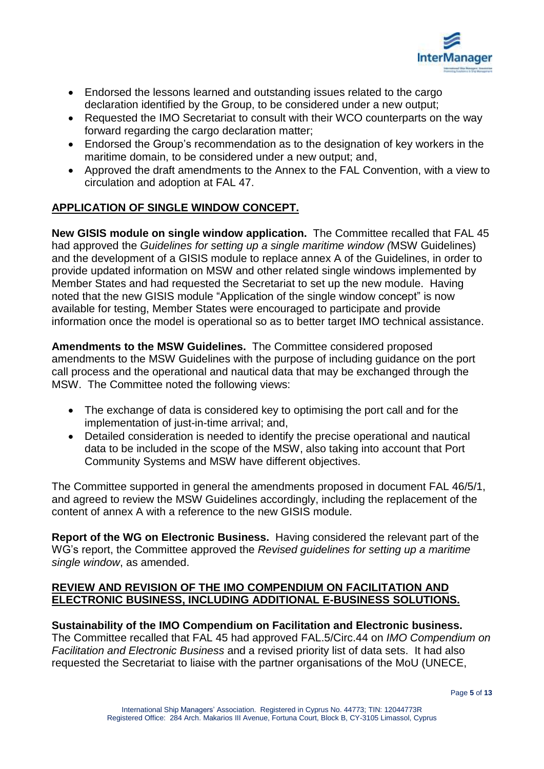- Endorsed the lessons learned and outstanding issues related to the cargo declaration identified by the Group, to be considered under a new output;
- Requested the IMO Secretariat to consult with their WCO counterparts on the way forward regarding the cargo declaration matter;
- Endorsed the Group's recommendation as to the designation of key workers in the maritime domain, to be considered under a new output; and,
- Approved the draft amendments to the Annex to the FAL Convention, with a view to circulation and adoption at FAL 47.

## APPLICATION OF SINGLE WINDOW CONCEPT.

**New GISIS module on single window application.** The Committee recalled that FAL 45 had approved the *Guidelines for setting up a single maritime window (*MSW Guidelines) and the development of a GISIS module to replace annex A of the Guidelines, in order to provide updated information on MSW and other related single windows implemented by Member States and had requested the Secretariat to set up the new module. Having noted that the new GISIS module "Application of the single window concept" is now available for testing, Member States were encouraged to participate and provide information once the model is operational so as to better target IMO technical assistance.

**Amendments to the MSW Guidelines.** The Committee considered proposed amendments to the MSW Guidelines with the purpose of including guidance on the port call process and the operational and nautical data that may be exchanged through the MSW. The Committee noted the following views:

- The exchange of data is considered key to optimising the port call and for the implementation of just-in-time arrival; and,
- Detailed consideration is needed to identify the precise operational and nautical data to be included in the scope of the MSW, also taking into account that Port Community Systems and MSW have different objectives.

The Committee supported in general the amendments proposed in document FAL 46/5/1, and agreed to review the MSW Guidelines accordingly, including the replacement of the content of annex A with a reference to the new GISIS module.

**Report of the WG on Electronic Business.** Having considered the relevant part of the WG's report, the Committee approved the *Revised guidelines for setting up a maritime single window*, as amended.

## REVIEW AND REVISION OF THE IMO COMPENDIUM ON FACILITATION AND ELECTRONIC BUSINESS, INCLUDING ADDITIONAL E-BUSINESS SOLUTIONS.

**Sustainability of the IMO Compendium on Facilitation and Electronic business.** The Committee recalled that FAL 45 had approved FAL.5/Circ.44 on *IMO Compendium on Facilitation and Electronic Business* and a revised priority list of data sets. It had also requested the Secretariat to liaise with the partner organisations of the MoU (UNECE,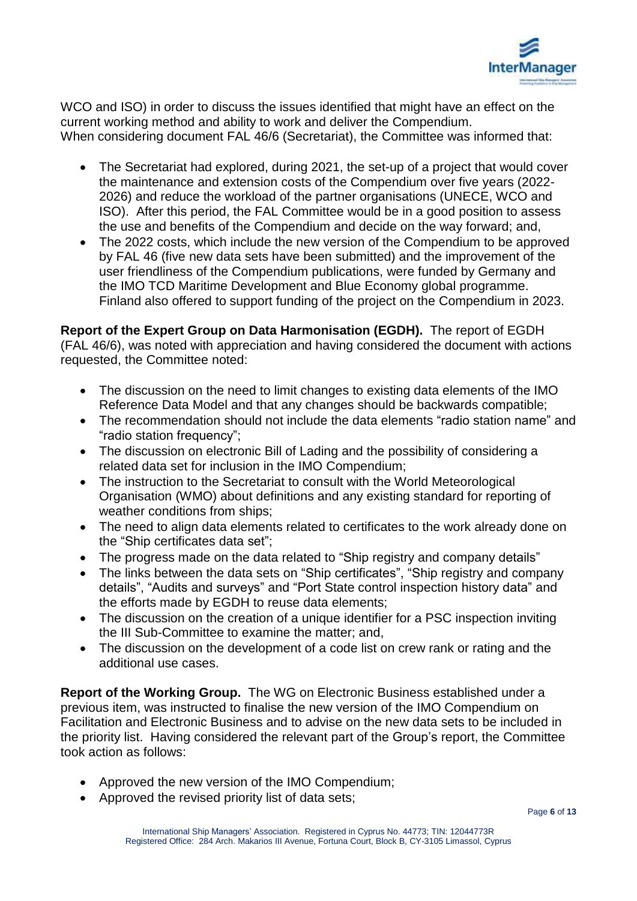WCO and ISO) in order to discuss the issues identified that might have an effect on the current working method and ability to work and deliver the Compendium.
When considering document FAL 46/6 (Secretariat), the Committee was informed that:

- The Secretariat had explored, during 2021, the set-up of a project that would cover the maintenance and extension costs of the Compendium over five years (2022-2026) and reduce the workload of the partner organisations (UNECE, WCO and ISO). After this period, the FAL Committee would be in a good position to assess the use and benefits of the Compendium and decide on the way forward; and,
- The 2022 costs, which include the new version of the Compendium to be approved by FAL 46 (five new data sets have been submitted) and the improvement of the user friendliness of the Compendium publications, were funded by Germany and the IMO TCD Maritime Development and Blue Economy global programme. Finland also offered to support funding of the project on the Compendium in 2023.

**Report of the Expert Group on Data Harmonisation (EGDH).** The report of EGDH (FAL 46/6), was noted with appreciation and having considered the document with actions requested, the Committee noted:

- The discussion on the need to limit changes to existing data elements of the IMO Reference Data Model and that any changes should be backwards compatible;
- The recommendation should not include the data elements "radio station name" and "radio station frequency";
- The discussion on electronic Bill of Lading and the possibility of considering a related data set for inclusion in the IMO Compendium;
- The instruction to the Secretariat to consult with the World Meteorological Organisation (WMO) about definitions and any existing standard for reporting of weather conditions from ships;
- The need to align data elements related to certificates to the work already done on the "Ship certificates data set";
- The progress made on the data related to "Ship registry and company details"
- The links between the data sets on "Ship certificates", "Ship registry and company details", "Audits and surveys" and "Port State control inspection history data" and the efforts made by EGDH to reuse data elements;
- The discussion on the creation of a unique identifier for a PSC inspection inviting the III Sub-Committee to examine the matter; and,
- The discussion on the development of a code list on crew rank or rating and the additional use cases.

**Report of the Working Group.** The WG on Electronic Business established under a previous item, was instructed to finalise the new version of the IMO Compendium on Facilitation and Electronic Business and to advise on the new data sets to be included in the priority list. Having considered the relevant part of the Group's report, the Committee took action as follows:

- Approved the new version of the IMO Compendium;
- Approved the revised priority list of data sets;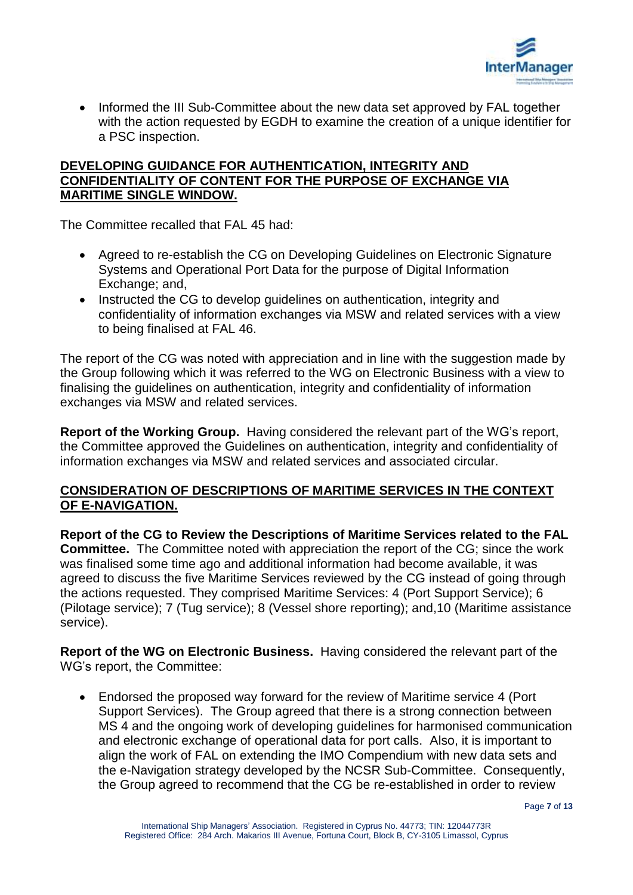- Informed the III Sub-Committee about the new data set approved by FAL together with the action requested by EGDH to examine the creation of a unique identifier for a PSC inspection.

## DEVELOPING GUIDANCE FOR AUTHENTICATION, INTEGRITY AND CONFIDENTIALITY OF CONTENT FOR THE PURPOSE OF EXCHANGE VIA MARITIME SINGLE WINDOW.

The Committee recalled that FAL 45 had:

- Agreed to re-establish the CG on Developing Guidelines on Electronic Signature Systems and Operational Port Data for the purpose of Digital Information Exchange; and,
- Instructed the CG to develop guidelines on authentication, integrity and confidentiality of information exchanges via MSW and related services with a view to being finalised at FAL 46.

The report of the CG was noted with appreciation and in line with the suggestion made by the Group following which it was referred to the WG on Electronic Business with a view to finalising the guidelines on authentication, integrity and confidentiality of information exchanges via MSW and related services.

**Report of the Working Group.** Having considered the relevant part of the WG's report, the Committee approved the Guidelines on authentication, integrity and confidentiality of information exchanges via MSW and related services and associated circular.

## CONSIDERATION OF DESCRIPTIONS OF MARITIME SERVICES IN THE CONTEXT OF E-NAVIGATION.

**Report of the CG to Review the Descriptions of Maritime Services related to the FAL Committee.** The Committee noted with appreciation the report of the CG; since the work was finalised some time ago and additional information had become available, it was agreed to discuss the five Maritime Services reviewed by the CG instead of going through the actions requested. They comprised Maritime Services: 4 (Port Support Service); 6 (Pilotage service); 7 (Tug service); 8 (Vessel shore reporting); and,10 (Maritime assistance service).

**Report of the WG on Electronic Business.** Having considered the relevant part of the WG's report, the Committee:

- Endorsed the proposed way forward for the review of Maritime service 4 (Port Support Services). The Group agreed that there is a strong connection between MS 4 and the ongoing work of developing guidelines for harmonised communication and electronic exchange of operational data for port calls. Also, it is important to align the work of FAL on extending the IMO Compendium with new data sets and the e-Navigation strategy developed by the NCSR Sub-Committee. Consequently, the Group agreed to recommend that the CG be re-established in order to review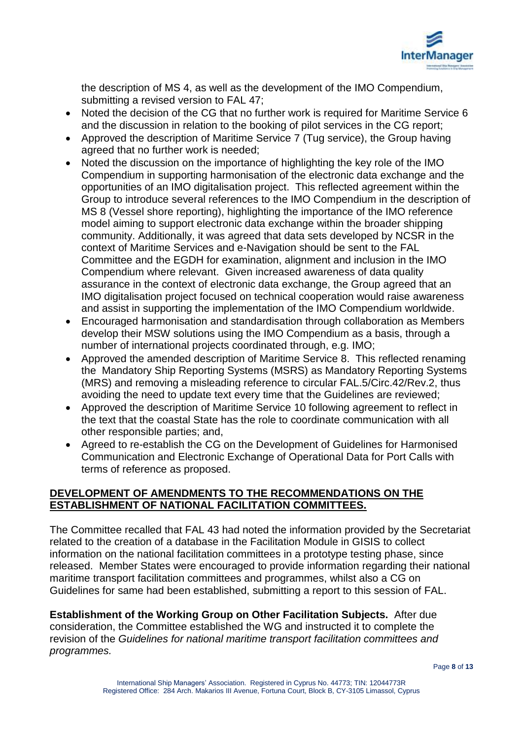the description of MS 4, as well as the development of the IMO Compendium, submitting a revised version to FAL 47;

- Noted the decision of the CG that no further work is required for Maritime Service 6 and the discussion in relation to the booking of pilot services in the CG report;
- Approved the description of Maritime Service 7 (Tug service), the Group having agreed that no further work is needed;
- Noted the discussion on the importance of highlighting the key role of the IMO Compendium in supporting harmonisation of the electronic data exchange and the opportunities of an IMO digitalisation project. This reflected agreement within the Group to introduce several references to the IMO Compendium in the description of MS 8 (Vessel shore reporting), highlighting the importance of the IMO reference model aiming to support electronic data exchange within the broader shipping community. Additionally, it was agreed that data sets developed by NCSR in the context of Maritime Services and e-Navigation should be sent to the FAL Committee and the EGDH for examination, alignment and inclusion in the IMO Compendium where relevant. Given increased awareness of data quality assurance in the context of electronic data exchange, the Group agreed that an IMO digitalisation project focused on technical cooperation would raise awareness and assist in supporting the implementation of the IMO Compendium worldwide.
- Encouraged harmonisation and standardisation through collaboration as Members develop their MSW solutions using the IMO Compendium as a basis, through a number of international projects coordinated through, e.g. IMO;
- Approved the amended description of Maritime Service 8. This reflected renaming the Mandatory Ship Reporting Systems (MSRS) as Mandatory Reporting Systems (MRS) and removing a misleading reference to circular FAL.5/Circ.42/Rev.2, thus avoiding the need to update text every time that the Guidelines are reviewed;
- Approved the description of Maritime Service 10 following agreement to reflect in the text that the coastal State has the role to coordinate communication with all other responsible parties; and,
- Agreed to re-establish the CG on the Development of Guidelines for Harmonised Communication and Electronic Exchange of Operational Data for Port Calls with terms of reference as proposed.

## DEVELOPMENT OF AMENDMENTS TO THE RECOMMENDATIONS ON THE ESTABLISHMENT OF NATIONAL FACILITATION COMMITTEES.

The Committee recalled that FAL 43 had noted the information provided by the Secretariat related to the creation of a database in the Facilitation Module in GISIS to collect information on the national facilitation committees in a prototype testing phase, since released. Member States were encouraged to provide information regarding their national maritime transport facilitation committees and programmes, whilst also a CG on Guidelines for same had been established, submitting a report to this session of FAL.

**Establishment of the Working Group on Other Facilitation Subjects.** After due consideration, the Committee established the WG and instructed it to complete the revision of the *Guidelines for national maritime transport facilitation committees and programmes.*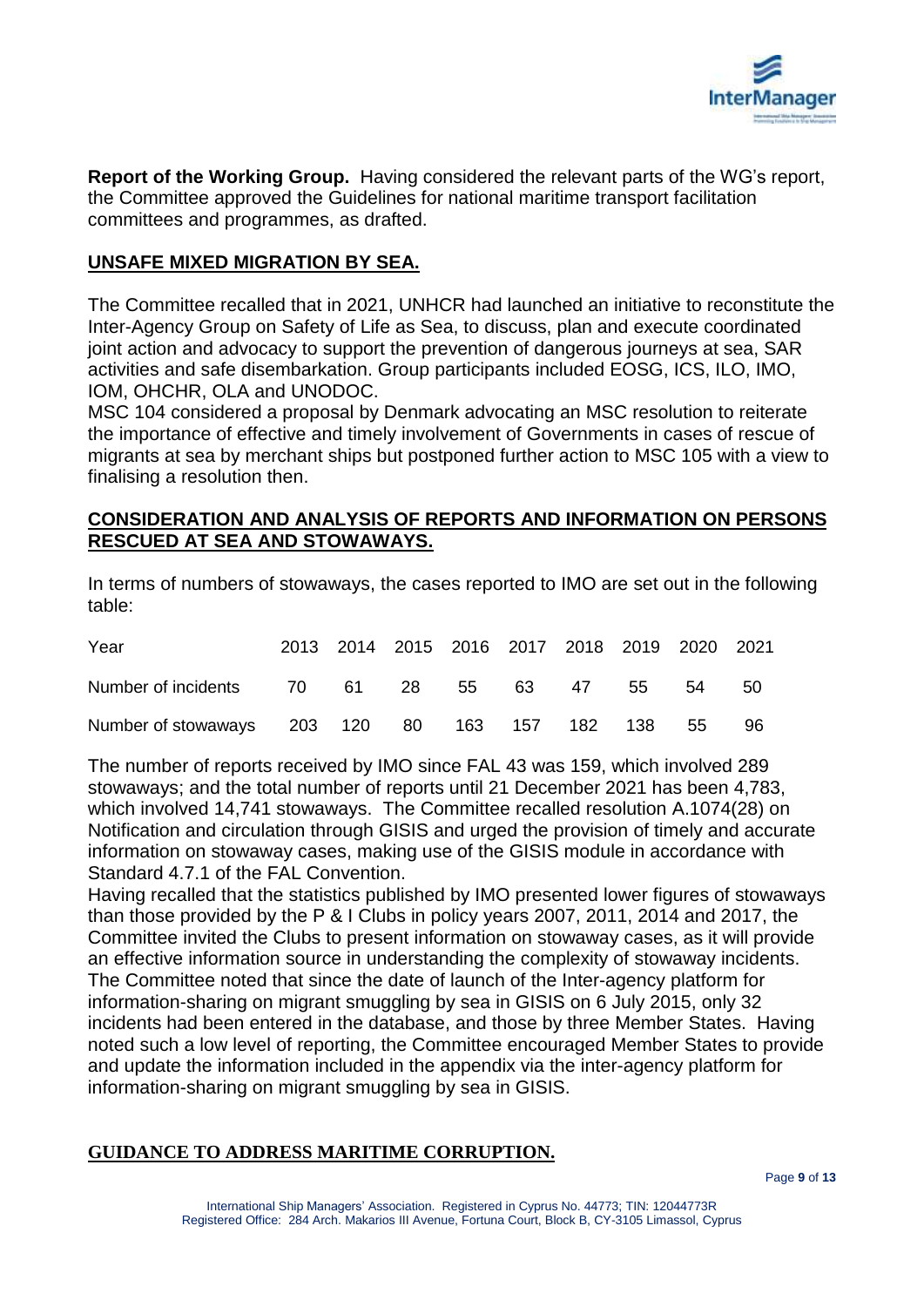**Report of the Working Group.** Having considered the relevant parts of the WG's report, the Committee approved the Guidelines for national maritime transport facilitation committees and programmes, as drafted.

## UNSAFE MIXED MIGRATION BY SEA.

The Committee recalled that in 2021, UNHCR had launched an initiative to reconstitute the Inter-Agency Group on Safety of Life as Sea, to discuss, plan and execute coordinated joint action and advocacy to support the prevention of dangerous journeys at sea, SAR activities and safe disembarkation. Group participants included EOSG, ICS, ILO, IMO, IOM, OHCHR, OLA and UNODOC.

MSC 104 considered a proposal by Denmark advocating an MSC resolution to reiterate the importance of effective and timely involvement of Governments in cases of rescue of migrants at sea by merchant ships but postponed further action to MSC 105 with a view to finalising a resolution then.

## CONSIDERATION AND ANALYSIS OF REPORTS AND INFORMATION ON PERSONS RESCUED AT SEA AND STOWAWAYS.

In terms of numbers of stowaways, the cases reported to IMO are set out in the following table:

| Year | 2013 | 2014 | 2015 | 2016 | 2017 | 2018 | 2019 | 2020 | 2021 |
|---|---|---|---|---|---|---|---|---|---|
| Number of incidents | 70 | 61 | 28 | 55 | 63 | 47 | 55 | 54 | 50 |
| Number of stowaways | 203 | 120 | 80 | 163 | 157 | 182 | 138 | 55 | 96 |

The number of reports received by IMO since FAL 43 was 159, which involved 289 stowaways; and the total number of reports until 21 December 2021 has been 4,783, which involved 14,741 stowaways. The Committee recalled resolution A.1074(28) on Notification and circulation through GISIS and urged the provision of timely and accurate information on stowaway cases, making use of the GISIS module in accordance with Standard 4.7.1 of the FAL Convention.

Having recalled that the statistics published by IMO presented lower figures of stowaways than those provided by the P & I Clubs in policy years 2007, 2011, 2014 and 2017, the Committee invited the Clubs to present information on stowaway cases, as it will provide an effective information source in understanding the complexity of stowaway incidents. The Committee noted that since the date of launch of the Inter-agency platform for information-sharing on migrant smuggling by sea in GISIS on 6 July 2015, only 32 incidents had been entered in the database, and those by three Member States. Having noted such a low level of reporting, the Committee encouraged Member States to provide and update the information included in the appendix via the inter-agency platform for information-sharing on migrant smuggling by sea in GISIS.

## GUIDANCE TO ADDRESS MARITIME CORRUPTION.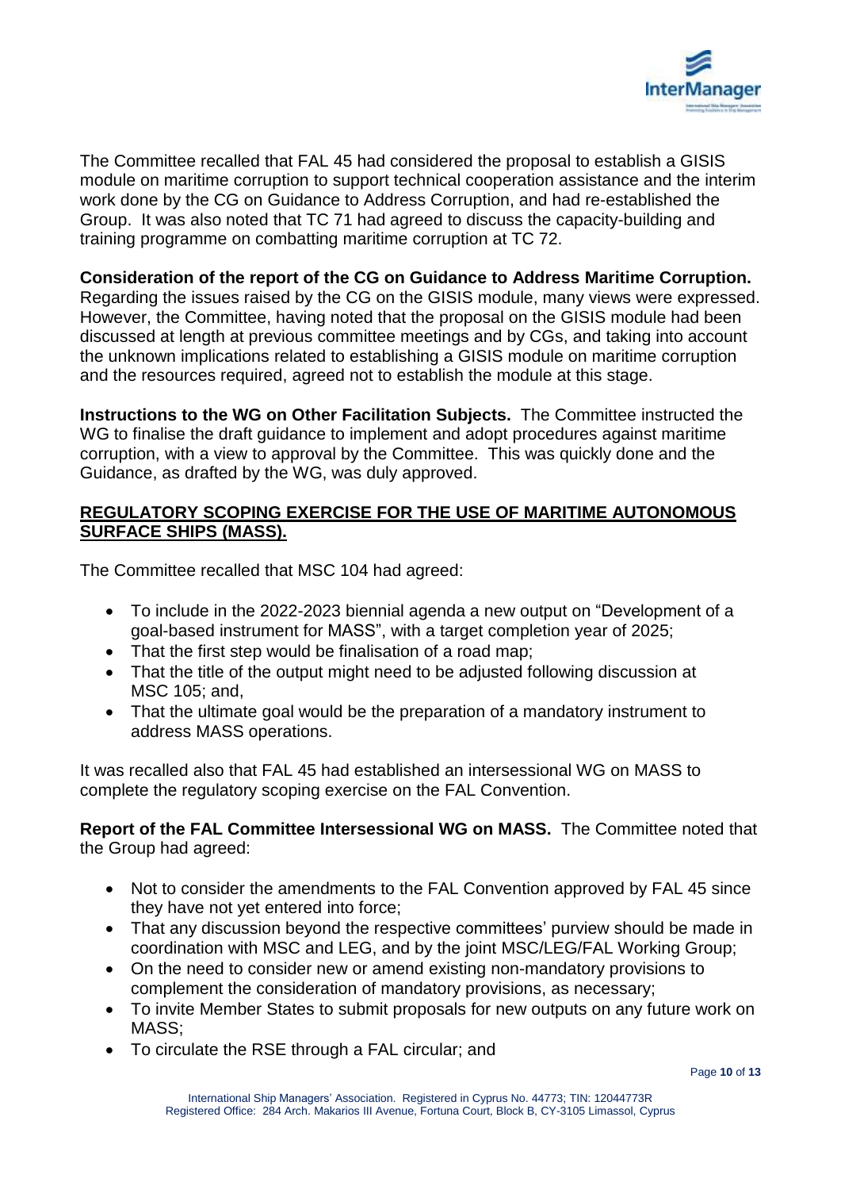The Committee recalled that FAL 45 had considered the proposal to establish a GISIS module on maritime corruption to support technical cooperation assistance and the interim work done by the CG on Guidance to Address Corruption, and had re-established the Group. It was also noted that TC 71 had agreed to discuss the capacity-building and training programme on combatting maritime corruption at TC 72.

**Consideration of the report of the CG on Guidance to Address Maritime Corruption.** Regarding the issues raised by the CG on the GISIS module, many views were expressed. However, the Committee, having noted that the proposal on the GISIS module had been discussed at length at previous committee meetings and by CGs, and taking into account the unknown implications related to establishing a GISIS module on maritime corruption and the resources required, agreed not to establish the module at this stage.

**Instructions to the WG on Other Facilitation Subjects.** The Committee instructed the WG to finalise the draft guidance to implement and adopt procedures against maritime corruption, with a view to approval by the Committee. This was quickly done and the Guidance, as drafted by the WG, was duly approved.

**<u>REGULATORY SCOPING EXERCISE FOR THE USE OF MARITIME AUTONOMOUS SURFACE SHIPS (MASS).</u>**

The Committee recalled that MSC 104 had agreed:

- To include in the 2022-2023 biennial agenda a new output on "Development of a goal-based instrument for MASS", with a target completion year of 2025;
- That the first step would be finalisation of a road map;
- That the title of the output might need to be adjusted following discussion at MSC 105; and,
- That the ultimate goal would be the preparation of a mandatory instrument to address MASS operations.

It was recalled also that FAL 45 had established an intersessional WG on MASS to complete the regulatory scoping exercise on the FAL Convention.

**Report of the FAL Committee Intersessional WG on MASS.** The Committee noted that the Group had agreed:

- Not to consider the amendments to the FAL Convention approved by FAL 45 since they have not yet entered into force;
- That any discussion beyond the respective committees' purview should be made in coordination with MSC and LEG, and by the joint MSC/LEG/FAL Working Group;
- On the need to consider new or amend existing non-mandatory provisions to complement the consideration of mandatory provisions, as necessary;
- To invite Member States to submit proposals for new outputs on any future work on MASS;
- To circulate the RSE through a FAL circular; and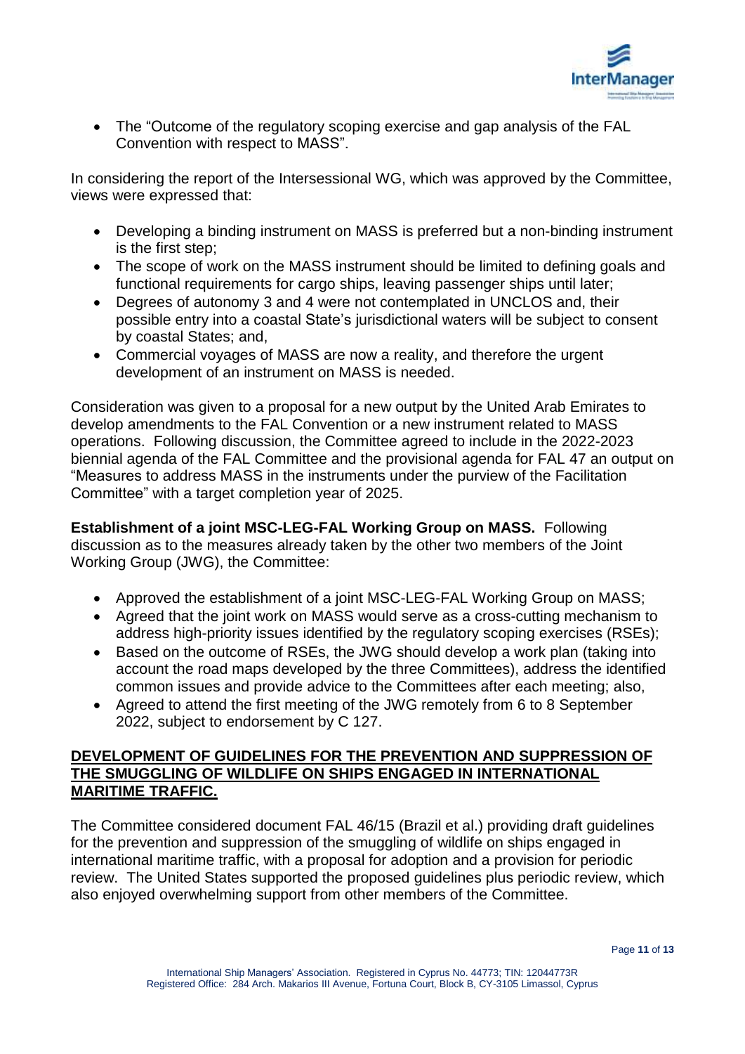- The "Outcome of the regulatory scoping exercise and gap analysis of the FAL Convention with respect to MASS".

In considering the report of the Intersessional WG, which was approved by the Committee, views were expressed that:

- Developing a binding instrument on MASS is preferred but a non-binding instrument is the first step;
- The scope of work on the MASS instrument should be limited to defining goals and functional requirements for cargo ships, leaving passenger ships until later;
- Degrees of autonomy 3 and 4 were not contemplated in UNCLOS and, their possible entry into a coastal State's jurisdictional waters will be subject to consent by coastal States; and,
- Commercial voyages of MASS are now a reality, and therefore the urgent development of an instrument on MASS is needed.

Consideration was given to a proposal for a new output by the United Arab Emirates to develop amendments to the FAL Convention or a new instrument related to MASS operations. Following discussion, the Committee agreed to include in the 2022-2023 biennial agenda of the FAL Committee and the provisional agenda for FAL 47 an output on "Measures to address MASS in the instruments under the purview of the Facilitation Committee" with a target completion year of 2025.

**Establishment of a joint MSC-LEG-FAL Working Group on MASS.** Following discussion as to the measures already taken by the other two members of the Joint Working Group (JWG), the Committee:

- Approved the establishment of a joint MSC-LEG-FAL Working Group on MASS;
- Agreed that the joint work on MASS would serve as a cross-cutting mechanism to address high-priority issues identified by the regulatory scoping exercises (RSEs);
- Based on the outcome of RSEs, the JWG should develop a work plan (taking into account the road maps developed by the three Committees), address the identified common issues and provide advice to the Committees after each meeting; also,
- Agreed to attend the first meeting of the JWG remotely from 6 to 8 September 2022, subject to endorsement by C 127.

## DEVELOPMENT OF GUIDELINES FOR THE PREVENTION AND SUPPRESSION OF THE SMUGGLING OF WILDLIFE ON SHIPS ENGAGED IN INTERNATIONAL MARITIME TRAFFIC.

The Committee considered document FAL 46/15 (Brazil et al.) providing draft guidelines for the prevention and suppression of the smuggling of wildlife on ships engaged in international maritime traffic, with a proposal for adoption and a provision for periodic review. The United States supported the proposed guidelines plus periodic review, which also enjoyed overwhelming support from other members of the Committee.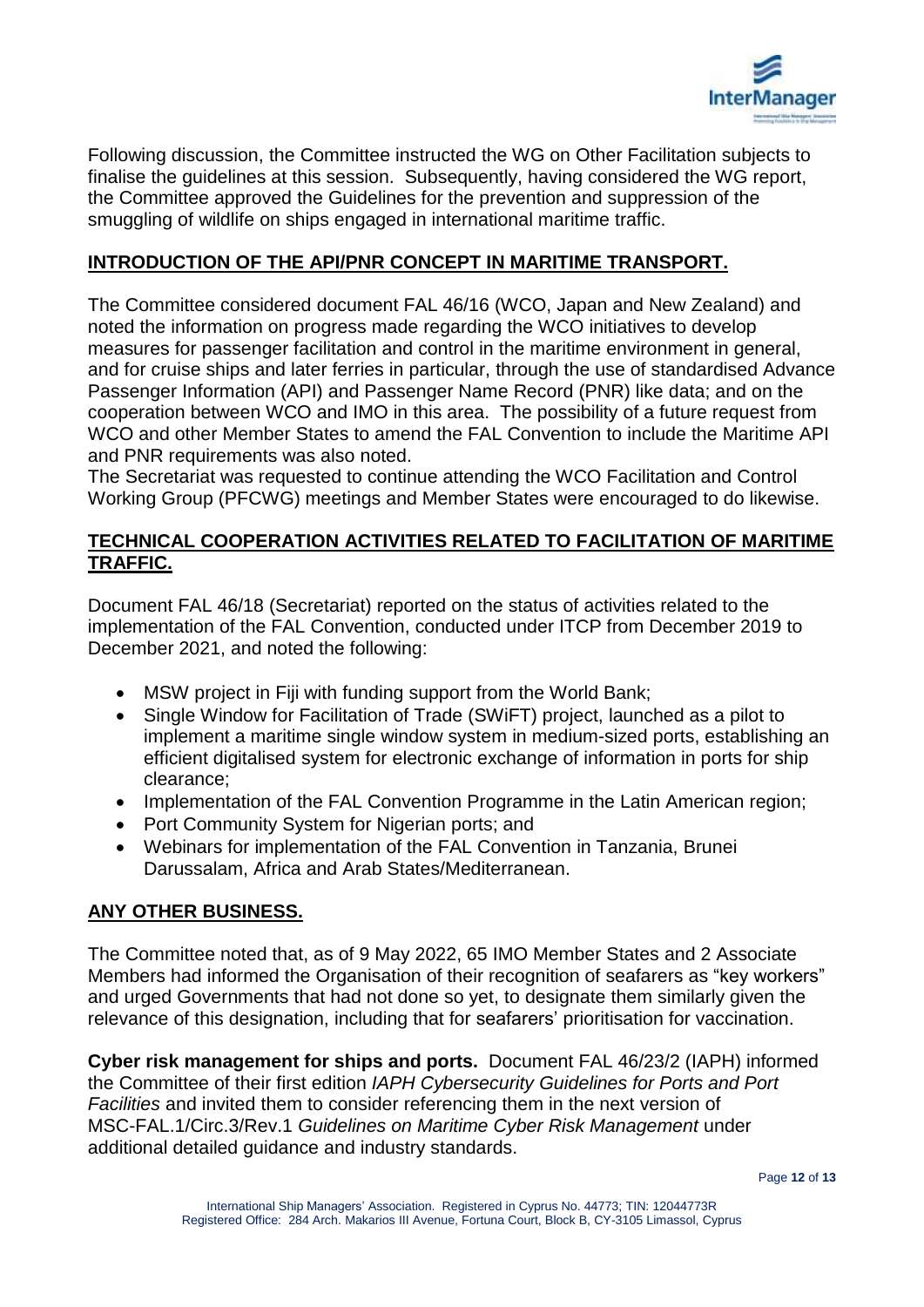Following discussion, the Committee instructed the WG on Other Facilitation subjects to finalise the guidelines at this session. Subsequently, having considered the WG report, the Committee approved the Guidelines for the prevention and suppression of the smuggling of wildlife on ships engaged in international maritime traffic.

**INTRODUCTION OF THE API/PNR CONCEPT IN MARITIME TRANSPORT.**

The Committee considered document FAL 46/16 (WCO, Japan and New Zealand) and noted the information on progress made regarding the WCO initiatives to develop measures for passenger facilitation and control in the maritime environment in general, and for cruise ships and later ferries in particular, through the use of standardised Advance Passenger Information (API) and Passenger Name Record (PNR) like data; and on the cooperation between WCO and IMO in this area. The possibility of a future request from WCO and other Member States to amend the FAL Convention to include the Maritime API and PNR requirements was also noted.
The Secretariat was requested to continue attending the WCO Facilitation and Control Working Group (PFCWG) meetings and Member States were encouraged to do likewise.

**TECHNICAL COOPERATION ACTIVITIES RELATED TO FACILITATION OF MARITIME TRAFFIC.**

Document FAL 46/18 (Secretariat) reported on the status of activities related to the implementation of the FAL Convention, conducted under ITCP from December 2019 to December 2021, and noted the following:

- MSW project in Fiji with funding support from the World Bank;
- Single Window for Facilitation of Trade (SWiFT) project, launched as a pilot to implement a maritime single window system in medium-sized ports, establishing an efficient digitalised system for electronic exchange of information in ports for ship clearance;
- Implementation of the FAL Convention Programme in the Latin American region;
- Port Community System for Nigerian ports; and
- Webinars for implementation of the FAL Convention in Tanzania, Brunei Darussalam, Africa and Arab States/Mediterranean.

**ANY OTHER BUSINESS.**

The Committee noted that, as of 9 May 2022, 65 IMO Member States and 2 Associate Members had informed the Organisation of their recognition of seafarers as "key workers" and urged Governments that had not done so yet, to designate them similarly given the relevance of this designation, including that for seafarers' prioritisation for vaccination.

**Cyber risk management for ships and ports.** Document FAL 46/23/2 (IAPH) informed the Committee of their first edition *IAPH Cybersecurity Guidelines for Ports and Port Facilities* and invited them to consider referencing them in the next version of MSC-FAL.1/Circ.3/Rev.1 *Guidelines on Maritime Cyber Risk Management* under additional detailed guidance and industry standards.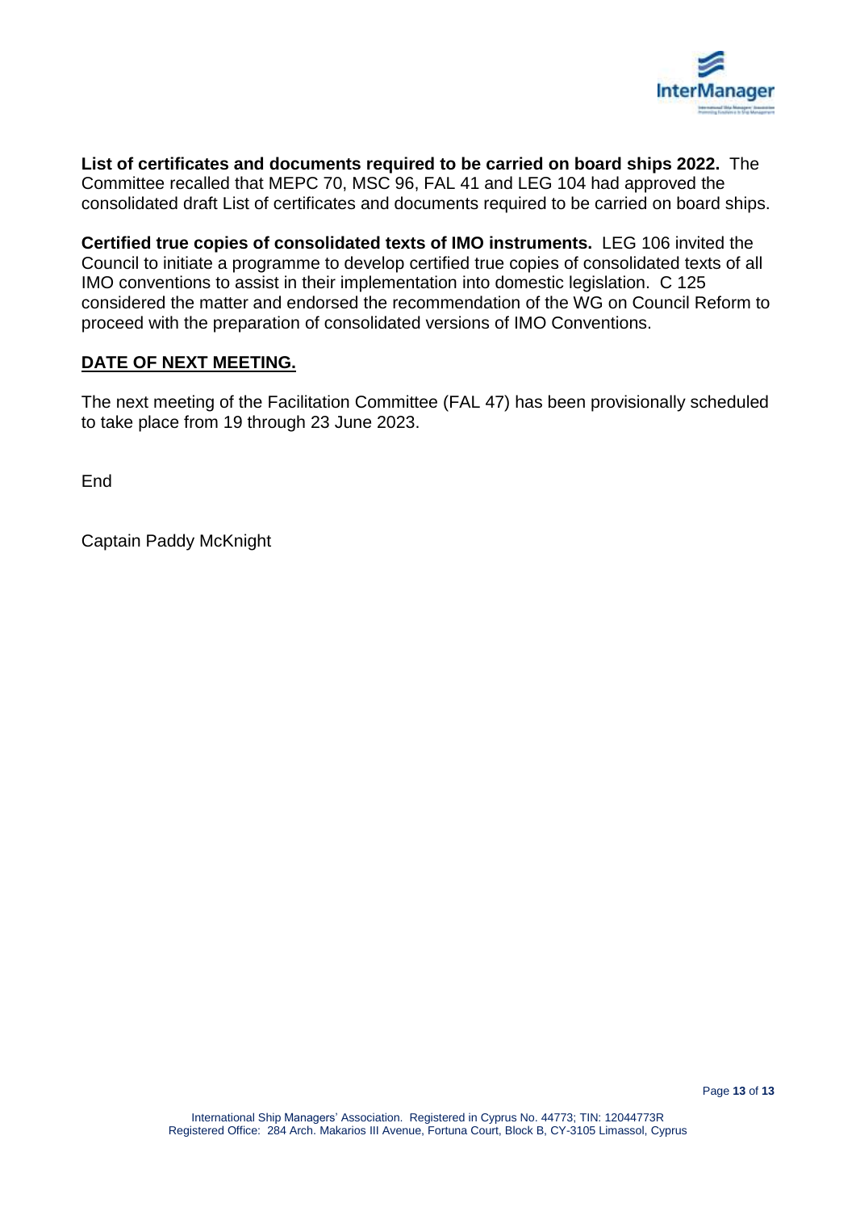**List of certificates and documents required to be carried on board ships 2022.** The Committee recalled that MEPC 70, MSC 96, FAL 41 and LEG 104 had approved the consolidated draft List of certificates and documents required to be carried on board ships.

**Certified true copies of consolidated texts of IMO instruments.** LEG 106 invited the Council to initiate a programme to develop certified true copies of consolidated texts of all IMO conventions to assist in their implementation into domestic legislation. C 125 considered the matter and endorsed the recommendation of the WG on Council Reform to proceed with the preparation of consolidated versions of IMO Conventions.

## DATE OF NEXT MEETING.

The next meeting of the Facilitation Committee (FAL 47) has been provisionally scheduled to take place from 19 through 23 June 2023.

End

Captain Paddy McKnight